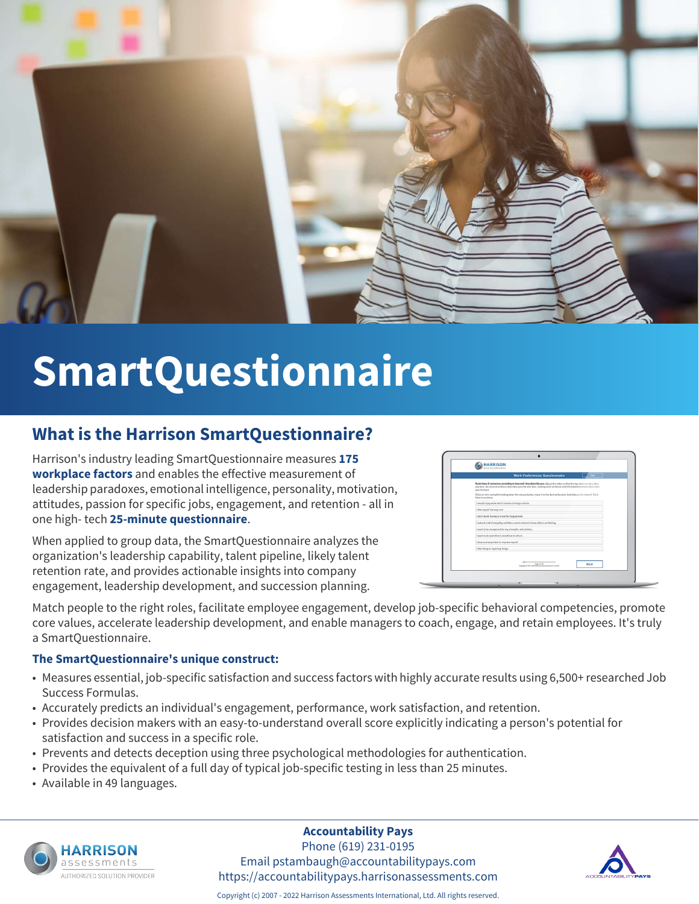# SmartQuestionnaire

## What is the Harrison SmartQuestionnaire?

Harrison's industry leading SmartQuestionnaire measures **175 workplace factors** and enables the effective measurement of leadership paradoxes, emotional intelligence, personality, motivation, attitudes, passion for specific jobs, engagement, and retention - all in one high- tech **25-minute questionnaire**.

When applied to group data, the SmartQuestionnaire analyzes the organization's leadership capability, talent pipeline, likely talent retention rate, and provides actionable insights into company engagement, leadership development, and succession planning.

Match people to the right roles, facilitate employee engagement, develop job-specific behavioral competencies, promote core values, accelerate leadership development, and enable managers to coach, engage, and retain employees. It's truly a SmartQuestionnaire.

### The SmartQuestionnaire's unique construct:

- Measures essential, job-specific satisfaction and success factors with highly accurate results using 6,500+ researched Job Success Formulas.
- Accurately predicts an individual's engagement, performance, work satisfaction, and retention.
- Provides decision makers with an easy-to-understand overall score explicitly indicating a person's potential for satisfaction and success in a specific role.
- Prevents and detects deception using three psychological methodologies for authentication.
- Provides the equivalent of a full day of typical job-specific testing in less than 25 minutes.
- Available in 49 languages.

HARRISON assessments AUTHORIZED SOLUTION PROVIDER

**Accountability Pays**
Phone (619) 231-0195
Email pstambaugh@accountabilitypays.com
https://accountabilitypays.harrisonassessments.com

Copyright (c) 2007 - 2022 Harrison Assessments International, Ltd. All rights reserved.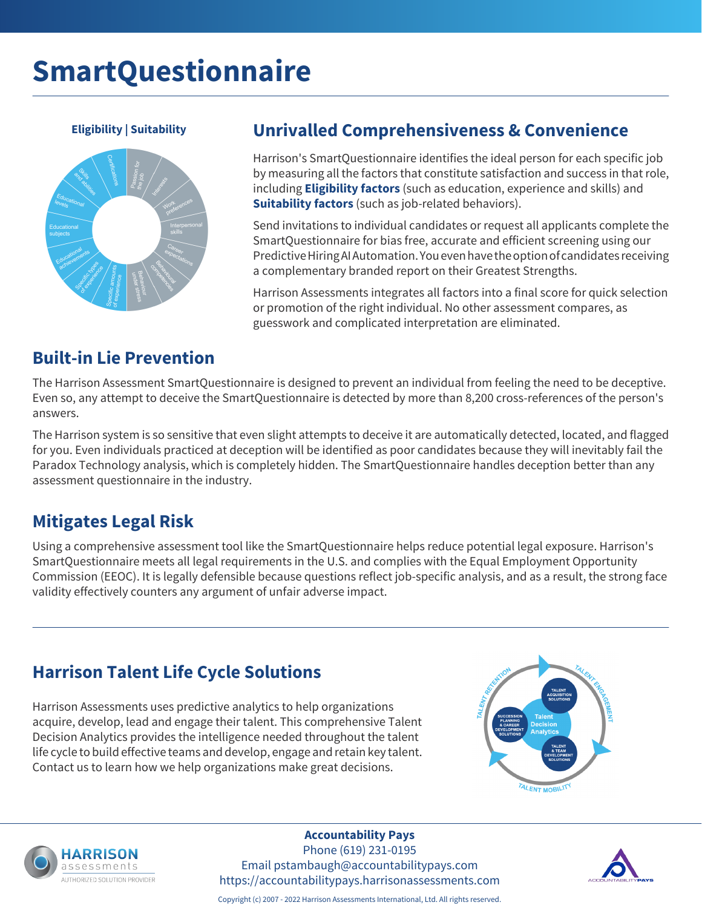# SmartQuestionnaire

**Eligibility | Suitability**

Certifications
Passion for the job
Interests
Work preferences
Interpersonal skills
Career expectations
Behavioural competencies
Behaviour under stress
Specific amounts of experience
Specific types of experience
Educational achievements
Educational subjects
Educational levels
Skills and abilities

## Unrivalled Comprehensiveness & Convenience

Harrison's SmartQuestionnaire identifies the ideal person for each specific job by measuring all the factors that constitute satisfaction and success in that role, including **Eligibility factors** (such as education, experience and skills) and **Suitability factors** (such as job-related behaviors).

Send invitations to individual candidates or request all applicants complete the SmartQuestionnaire for bias free, accurate and efficient screening using our Predictive Hiring AI Automation. You even have the option of candidates receiving a complementary branded report on their Greatest Strengths.

Harrison Assessments integrates all factors into a final score for quick selection or promotion of the right individual. No other assessment compares, as guesswork and complicated interpretation are eliminated.

## Built-in Lie Prevention

The Harrison Assessment SmartQuestionnaire is designed to prevent an individual from feeling the need to be deceptive. Even so, any attempt to deceive the SmartQuestionnaire is detected by more than 8,200 cross-references of the person's answers.

The Harrison system is so sensitive that even slight attempts to deceive it are automatically detected, located, and flagged for you. Even individuals practiced at deception will be identified as poor candidates because they will inevitably fail the Paradox Technology analysis, which is completely hidden. The SmartQuestionnaire handles deception better than any assessment questionnaire in the industry.

## Mitigates Legal Risk

Using a comprehensive assessment tool like the SmartQuestionnaire helps reduce potential legal exposure. Harrison's SmartQuestionnaire meets all legal requirements in the U.S. and complies with the Equal Employment Opportunity Commission (EEOC). It is legally defensible because questions reflect job-specific analysis, and as a result, the strong face validity effectively counters any argument of unfair adverse impact.

## Harrison Talent Life Cycle Solutions

Harrison Assessments uses predictive analytics to help organizations acquire, develop, lead and engage their talent. This comprehensive Talent Decision Analytics provides the intelligence needed throughout the talent life cycle to build effective teams and develop, engage and retain key talent. Contact us to learn how we help organizations make great decisions.

TALENT RETENTION
TALENT ENGAGEMENT
TALENT MOBILITY
TALENT ACQUISITION SOLUTIONS
Talent Decision Analytics
SUCCESSION PLANNING & CAREER DEVELOPMENT SOLUTIONS
TALENT & TEAM DEVELOPMENT SOLUTIONS

HARRISON assessments
AUTHORIZED SOLUTION PROVIDER

**Accountability Pays**
Phone (619) 231-0195
Email pstambaugh@accountabilitypays.com
https://accountabilitypays.harrisonassessments.com

ACCOUNTABILITYPAYS

Copyright (c) 2007 - 2022 Harrison Assessments International, Ltd. All rights reserved.